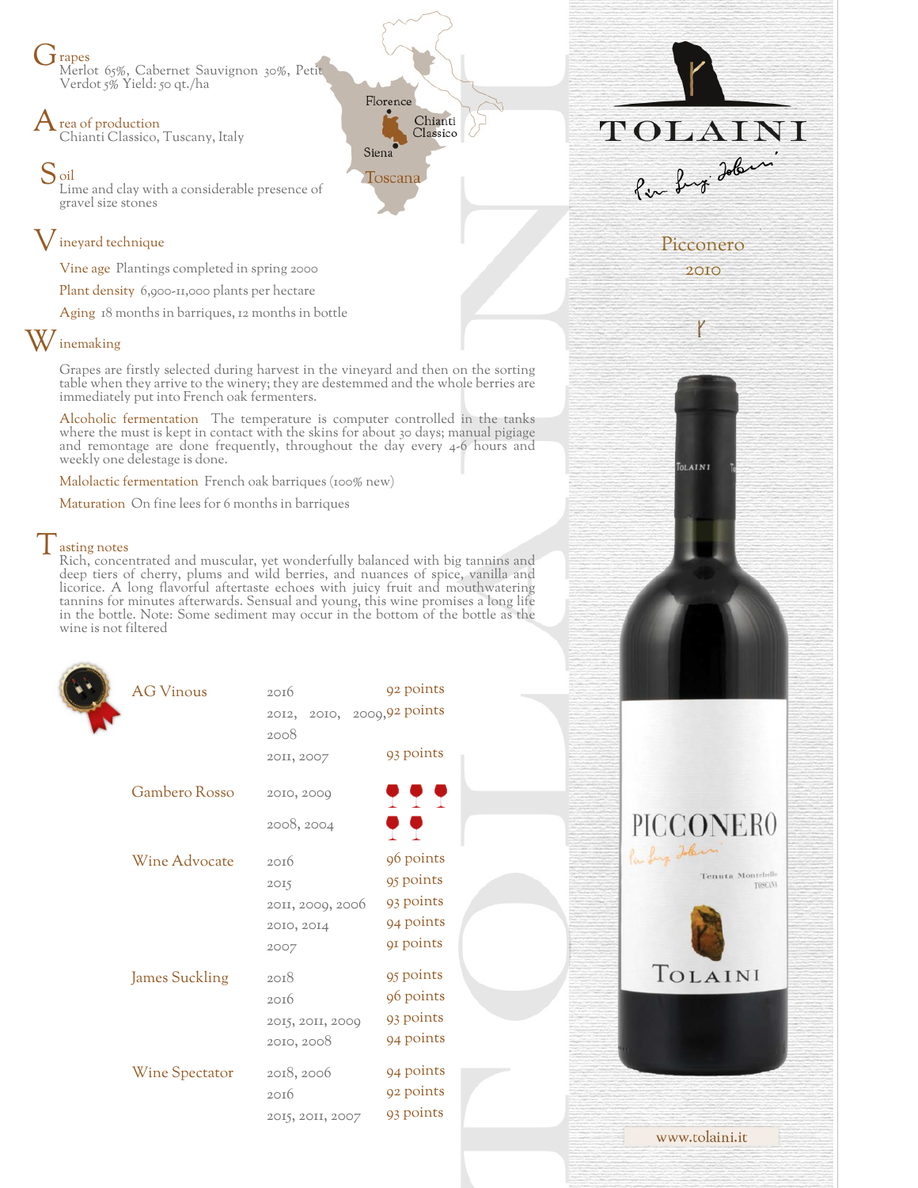# TOLAINI

## Picconero 2010

## Grapes
Merlot 65%, Cabernet Sauvignon 30%, Petit Verdot 5% Yield: 50 qt./ha

## Area of production
Chianti Classico, Tuscany, Italy

## Soil
Lime and clay with a considerable presence of gravel size stones

## Vineyard technique

**Vine age** Plantings completed in spring 2000

**Plant density** 6,900-11,000 plants per hectare

**Aging** 18 months in barriques, 12 months in bottle

## Winemaking

Grapes are firstly selected during harvest in the vineyard and then on the sorting table when they arrive to the winery; they are destemmed and the whole berries are immediately put into French oak fermenters.

**Alcoholic fermentation** The temperature is computer controlled in the tanks where the must is kept in contact with the skins for about 30 days; manual pigiage and remontage are done frequently, throughout the day every 4-6 hours and weekly one delestage is done.

**Malolactic fermentation** French oak barriques (100% new)

**Maturation** On fine lees for 6 months in barriques

## Tasting notes
Rich, concentrated and muscular, yet wonderfully balanced with big tannins and deep tiers of cherry, plums and wild berries, and nuances of spice, vanilla and licorice. A long flavorful aftertaste echoes with juicy fruit and mouthwatering tannins for minutes afterwards. Sensual and young, this wine promises a long life in the bottle. Note: Some sediment may occur in the bottom of the bottle as the wine is not filtered

| Reviewer | Vintage | Score |
|---|---|---|
| AG Vinous | 2016 | 92 points |
| | 2012, 2010, 2009, 2008 | 92 points |
| | 2011, 2007 | 93 points |
| Gambero Rosso | 2010, 2009 | 3 glasses |
| | 2008, 2004 | 2 glasses |
| Wine Advocate | 2016 | 96 points |
| | 2015 | 95 points |
| | 2011, 2009, 2006 | 93 points |
| | 2010, 2014 | 94 points |
| | 2007 | 91 points |
| James Suckling | 2018 | 95 points |
| | 2016 | 96 points |
| | 2015, 2011, 2009 | 93 points |
| | 2010, 2008 | 94 points |
| Wine Spectator | 2018, 2006 | 94 points |
| | 2016 | 92 points |
| | 2015, 2011, 2007 | 93 points |

www.tolaini.it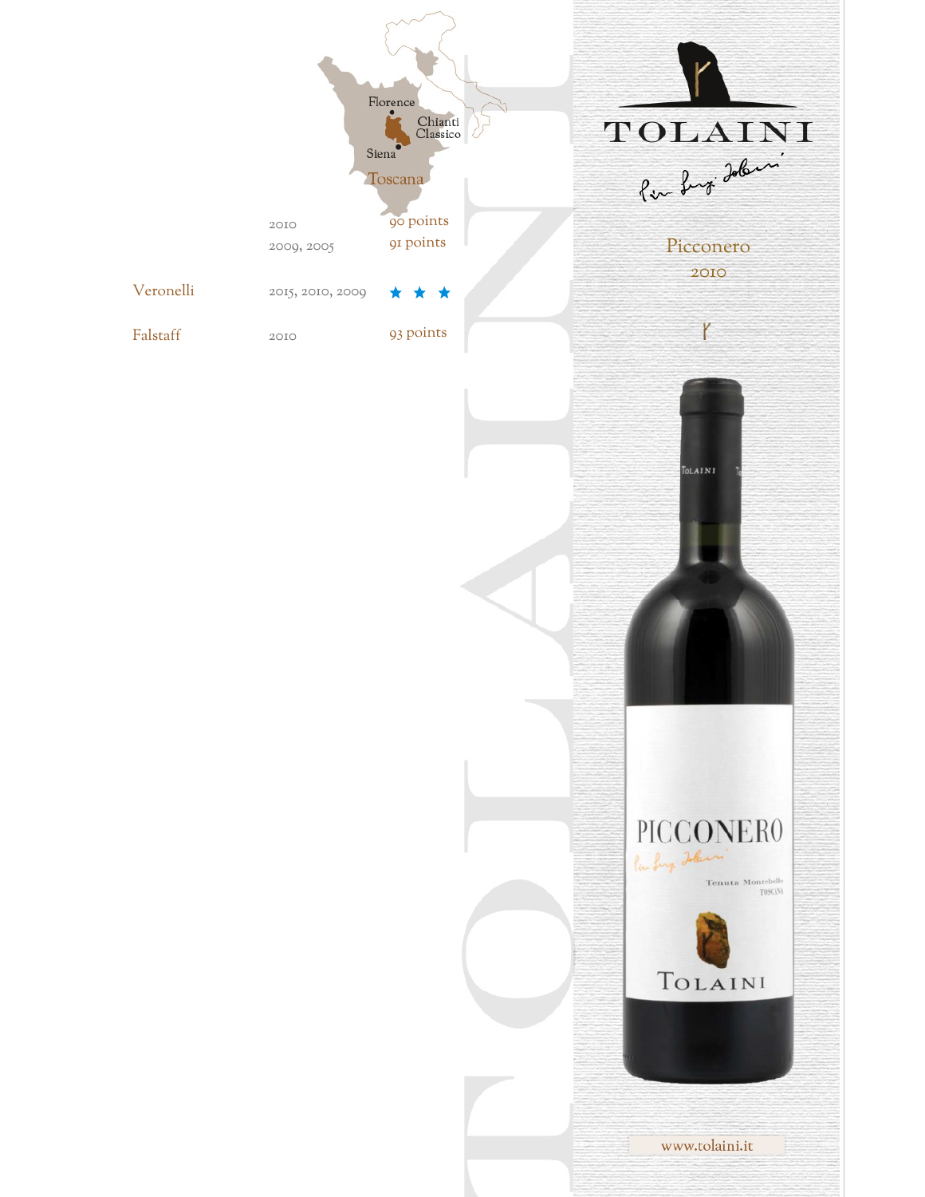Florence

Chianti Classico

Siena

Toscana

| | | |
|---|---|---|
| | 2010 | 90 points |
| | 2009, 2005 | 91 points |
| Veronelli | 2015, 2010, 2009 | ★ ★ ★ |
| Falstaff | 2010 | 93 points |

# TOLAINI

## Picconero
2010

www.tolaini.it